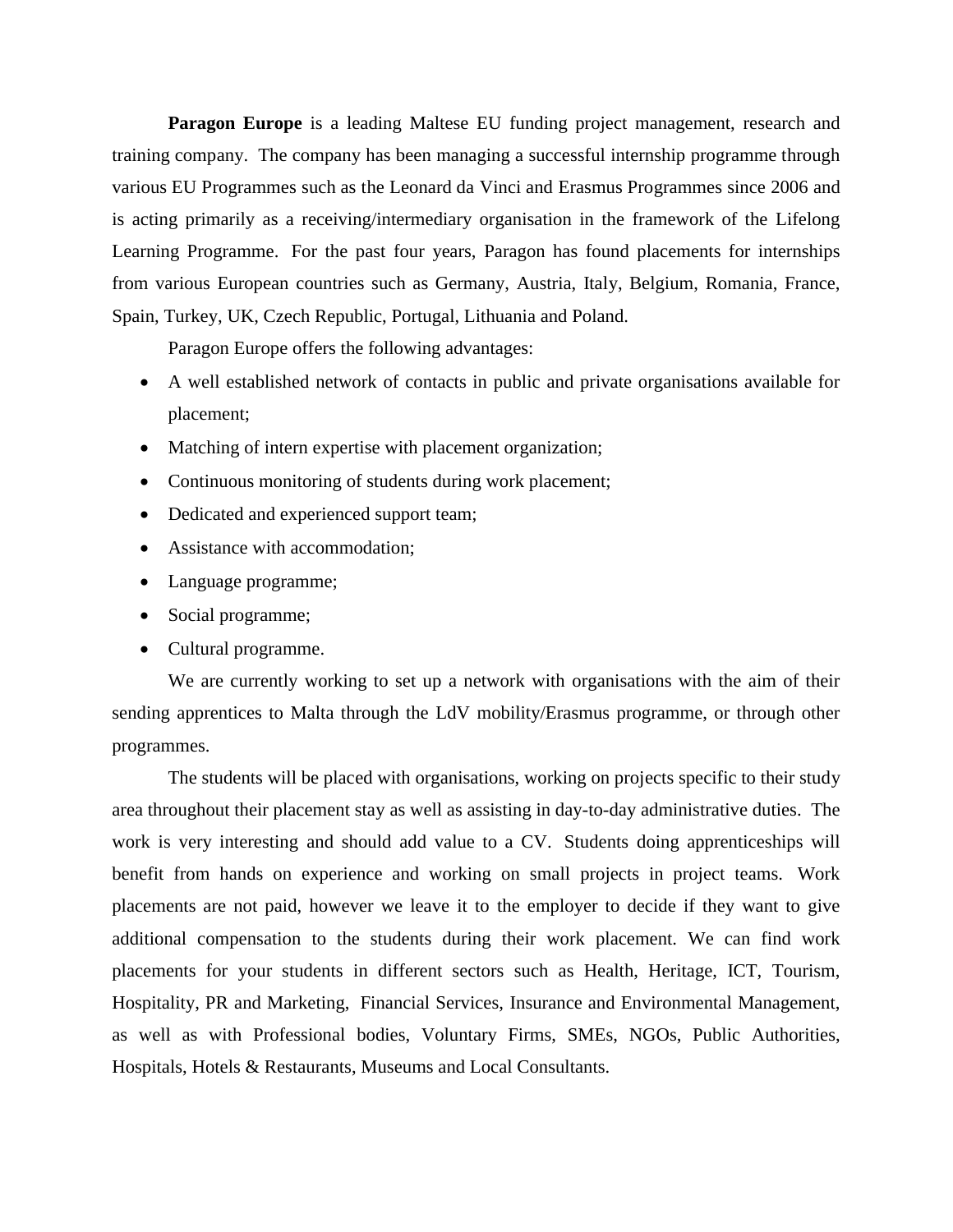**Paragon Europe** is a leading Maltese EU funding project management, research and training company. The company has been managing a successful internship programme through various EU Programmes such as the Leonard da Vinci and Erasmus Programmes since 2006 and is acting primarily as a receiving/intermediary organisation in the framework of the Lifelong Learning Programme. For the past four years, Paragon has found placements for internships from various European countries such as Germany, Austria, Italy, Belgium, Romania, France, Spain, Turkey, UK, Czech Republic, Portugal, Lithuania and Poland.

Paragon Europe offers the following advantages:

- A well established network of contacts in public and private organisations available for placement;
- Matching of intern expertise with placement organization;
- Continuous monitoring of students during work placement;
- Dedicated and experienced support team;
- Assistance with accommodation;
- Language programme;
- Social programme;
- Cultural programme.

We are currently working to set up a network with organisations with the aim of their sending apprentices to Malta through the LdV mobility/Erasmus programme, or through other programmes.

The students will be placed with organisations, working on projects specific to their study area throughout their placement stay as well as assisting in day-to-day administrative duties. The work is very interesting and should add value to a CV. Students doing apprenticeships will benefit from hands on experience and working on small projects in project teams. Work placements are not paid, however we leave it to the employer to decide if they want to give additional compensation to the students during their work placement. We can find work placements for your students in different sectors such as Health, Heritage, ICT, Tourism, Hospitality, PR and Marketing, Financial Services, Insurance and Environmental Management, as well as with Professional bodies, Voluntary Firms, SMEs, NGOs, Public Authorities, Hospitals, Hotels & Restaurants, Museums and Local Consultants.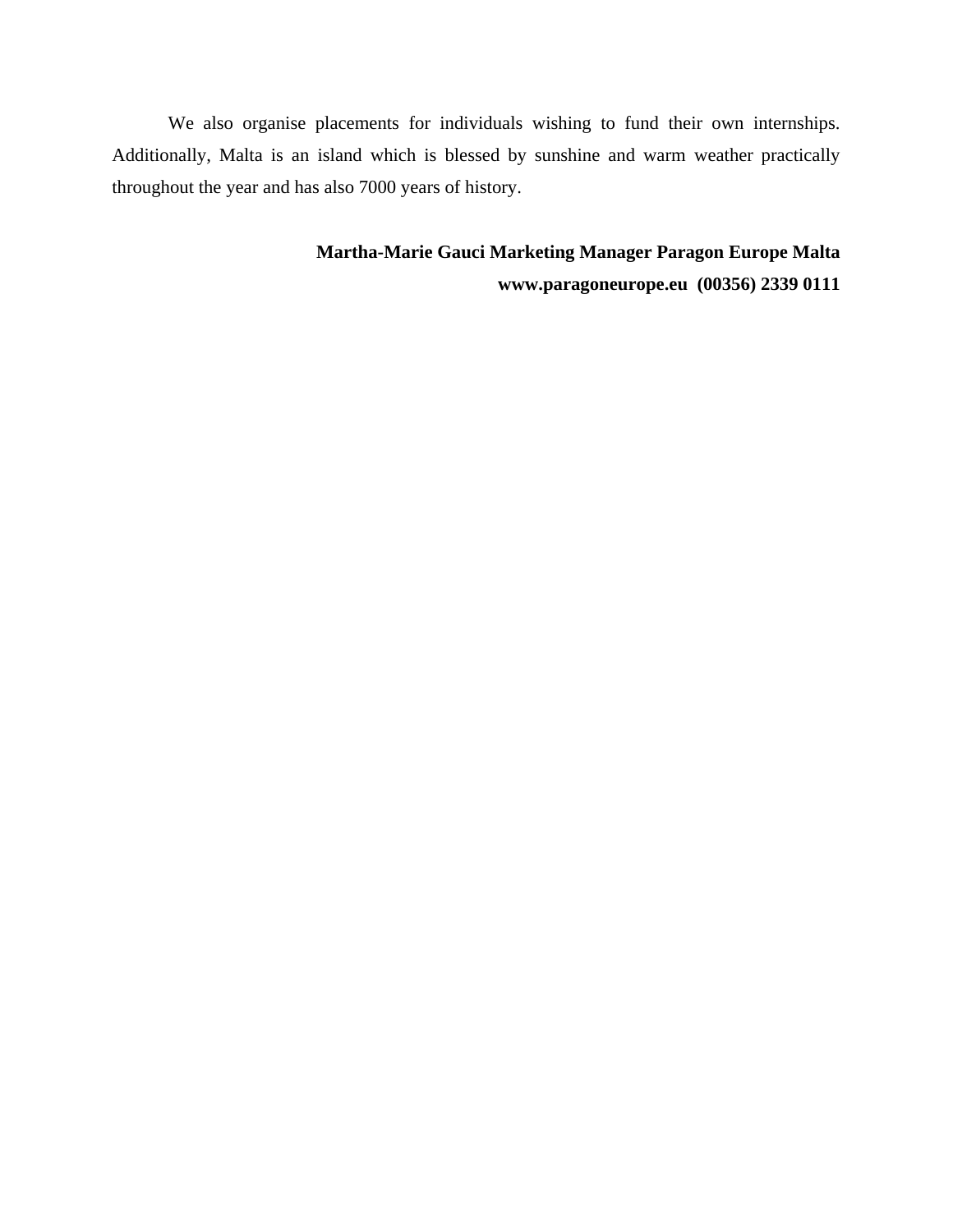We also organise placements for individuals wishing to fund their own internships. Additionally, Malta is an island which is blessed by sunshine and warm weather practically throughout the year and has also 7000 years of history.

**Martha-Marie Gauci Marketing Manager Paragon Europe Malta**
**www.paragoneurope.eu  (00356) 2339 0111**